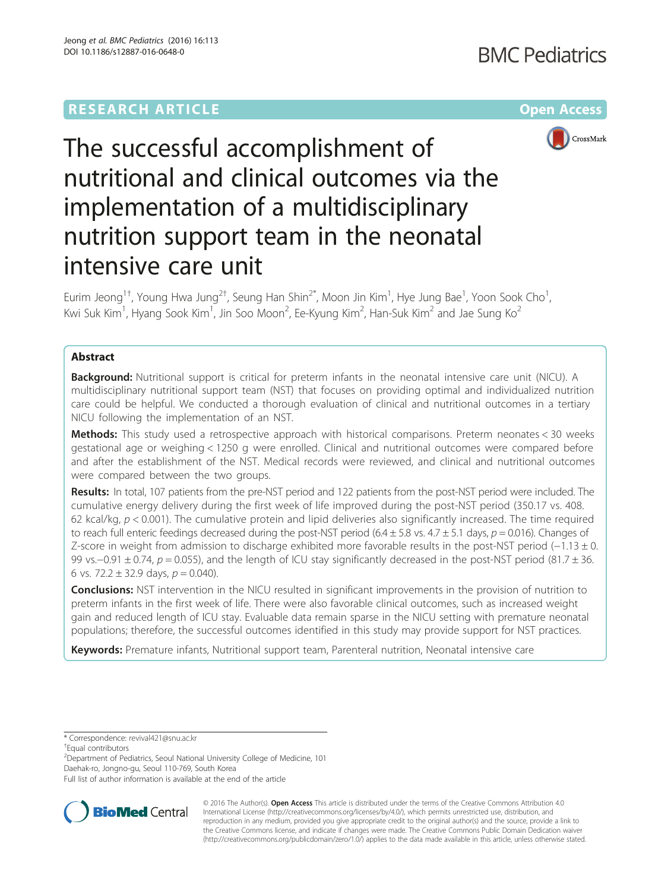RESEARCH ARTICLE

Open Access

# The successful accomplishment of nutritional and clinical outcomes via the implementation of a multidisciplinary nutrition support team in the neonatal intensive care unit

Eurim Jeong[1†], Young Hwa Jung[2†], Seung Han Shin[2*], Moon Jin Kim[1], Hye Jung Bae[1], Yoon Sook Cho[1], Kwi Suk Kim[1], Hyang Sook Kim[1], Jin Soo Moon[2], Ee-Kyung Kim[2], Han-Suk Kim[2] and Jae Sung Ko[2]

## Abstract

**Background:** Nutritional support is critical for preterm infants in the neonatal intensive care unit (NICU). A multidisciplinary nutritional support team (NST) that focuses on providing optimal and individualized nutrition care could be helpful. We conducted a thorough evaluation of clinical and nutritional outcomes in a tertiary NICU following the implementation of an NST.

**Methods:** This study used a retrospective approach with historical comparisons. Preterm neonates < 30 weeks gestational age or weighing < 1250 g were enrolled. Clinical and nutritional outcomes were compared before and after the establishment of the NST. Medical records were reviewed, and clinical and nutritional outcomes were compared between the two groups.

**Results:** In total, 107 patients from the pre-NST period and 122 patients from the post-NST period were included. The cumulative energy delivery during the first week of life improved during the post-NST period (350.17 vs. 408.62 kcal/kg, $p < 0.001$). The cumulative protein and lipid deliveries also significantly increased. The time required to reach full enteric feedings decreased during the post-NST period (6.4 ± 5.8 vs. 4.7 ± 5.1 days, $p = 0.016$). Changes of Z-score in weight from admission to discharge exhibited more favorable results in the post-NST period (−1.13 ± 0.99 vs.−0.91 ± 0.74, $p = 0.055$), and the length of ICU stay significantly decreased in the post-NST period (81.7 ± 36.6 vs. 72.2 ± 32.9 days, $p = 0.040$).

**Conclusions:** NST intervention in the NICU resulted in significant improvements in the provision of nutrition to preterm infants in the first week of life. There were also favorable clinical outcomes, such as increased weight gain and reduced length of ICU stay. Evaluable data remain sparse in the NICU setting with premature neonatal populations; therefore, the successful outcomes identified in this study may provide support for NST practices.

**Keywords:** Premature infants, Nutritional support team, Parenteral nutrition, Neonatal intensive care

\* Correspondence: revival421@snu.ac.kr

†Equal contributors

[2]Department of Pediatrics, Seoul National University College of Medicine, 101 Daehak-ro, Jongno-gu, Seoul 110-769, South Korea

Full list of author information is available at the end of the article

© 2016 The Author(s). **Open Access** This article is distributed under the terms of the Creative Commons Attribution 4.0 International License (http://creativecommons.org/licenses/by/4.0/), which permits unrestricted use, distribution, and reproduction in any medium, provided you give appropriate credit to the original author(s) and the source, provide a link to the Creative Commons license, and indicate if changes were made. The Creative Commons Public Domain Dedication waiver (http://creativecommons.org/publicdomain/zero/1.0/) applies to the data made available in this article, unless otherwise stated.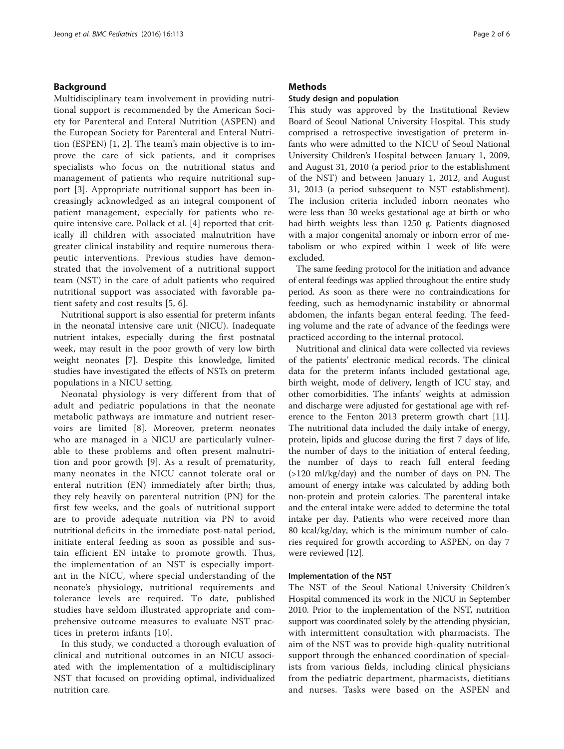## Background

Multidisciplinary team involvement in providing nutritional support is recommended by the American Society for Parenteral and Enteral Nutrition (ASPEN) and the European Society for Parenteral and Enteral Nutrition (ESPEN) [1, 2]. The team's main objective is to improve the care of sick patients, and it comprises specialists who focus on the nutritional status and management of patients who require nutritional support [3]. Appropriate nutritional support has been increasingly acknowledged as an integral component of patient management, especially for patients who require intensive care. Pollack et al. [4] reported that critically ill children with associated malnutrition have greater clinical instability and require numerous therapeutic interventions. Previous studies have demonstrated that the involvement of a nutritional support team (NST) in the care of adult patients who required nutritional support was associated with favorable patient safety and cost results [5, 6].

Nutritional support is also essential for preterm infants in the neonatal intensive care unit (NICU). Inadequate nutrient intakes, especially during the first postnatal week, may result in the poor growth of very low birth weight neonates [7]. Despite this knowledge, limited studies have investigated the effects of NSTs on preterm populations in a NICU setting.

Neonatal physiology is very different from that of adult and pediatric populations in that the neonate metabolic pathways are immature and nutrient reservoirs are limited [8]. Moreover, preterm neonates who are managed in a NICU are particularly vulnerable to these problems and often present malnutrition and poor growth [9]. As a result of prematurity, many neonates in the NICU cannot tolerate oral or enteral nutrition (EN) immediately after birth; thus, they rely heavily on parenteral nutrition (PN) for the first few weeks, and the goals of nutritional support are to provide adequate nutrition via PN to avoid nutritional deficits in the immediate post-natal period, initiate enteral feeding as soon as possible and sustain efficient EN intake to promote growth. Thus, the implementation of an NST is especially important in the NICU, where special understanding of the neonate's physiology, nutritional requirements and tolerance levels are required. To date, published studies have seldom illustrated appropriate and comprehensive outcome measures to evaluate NST practices in preterm infants [10].

In this study, we conducted a thorough evaluation of clinical and nutritional outcomes in an NICU associated with the implementation of a multidisciplinary NST that focused on providing optimal, individualized nutrition care.

## Methods

### Study design and population

This study was approved by the Institutional Review Board of Seoul National University Hospital. This study comprised a retrospective investigation of preterm infants who were admitted to the NICU of Seoul National University Children's Hospital between January 1, 2009, and August 31, 2010 (a period prior to the establishment of the NST) and between January 1, 2012, and August 31, 2013 (a period subsequent to NST establishment). The inclusion criteria included inborn neonates who were less than 30 weeks gestational age at birth or who had birth weights less than 1250 g. Patients diagnosed with a major congenital anomaly or inborn error of metabolism or who expired within 1 week of life were excluded.

The same feeding protocol for the initiation and advance of enteral feedings was applied throughout the entire study period. As soon as there were no contraindications for feeding, such as hemodynamic instability or abnormal abdomen, the infants began enteral feeding. The feeding volume and the rate of advance of the feedings were practiced according to the internal protocol.

Nutritional and clinical data were collected via reviews of the patients' electronic medical records. The clinical data for the preterm infants included gestational age, birth weight, mode of delivery, length of ICU stay, and other comorbidities. The infants' weights at admission and discharge were adjusted for gestational age with reference to the Fenton 2013 preterm growth chart [11]. The nutritional data included the daily intake of energy, protein, lipids and glucose during the first 7 days of life, the number of days to the initiation of enteral feeding, the number of days to reach full enteral feeding (>120 ml/kg/day) and the number of days on PN. The amount of energy intake was calculated by adding both non-protein and protein calories. The parenteral intake and the enteral intake were added to determine the total intake per day. Patients who were received more than 80 kcal/kg/day, which is the minimum number of calories required for growth according to ASPEN, on day 7 were reviewed [12].

### Implementation of the NST

The NST of the Seoul National University Children's Hospital commenced its work in the NICU in September 2010. Prior to the implementation of the NST, nutrition support was coordinated solely by the attending physician, with intermittent consultation with pharmacists. The aim of the NST was to provide high-quality nutritional support through the enhanced coordination of specialists from various fields, including clinical physicians from the pediatric department, pharmacists, dietitians and nurses. Tasks were based on the ASPEN and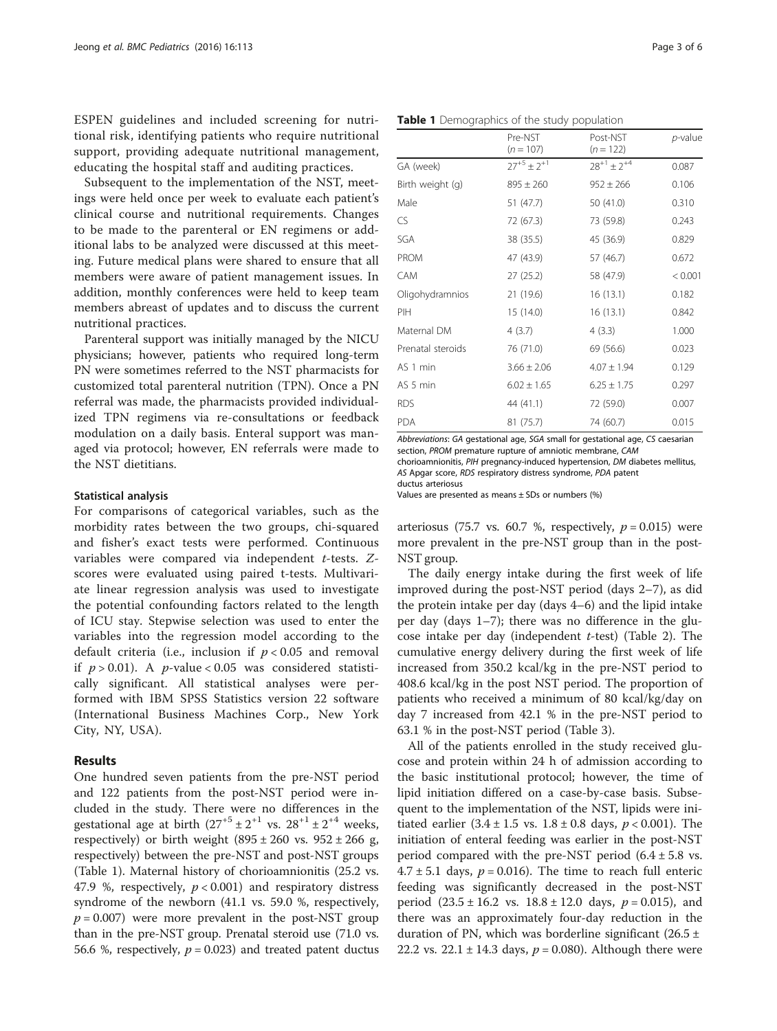ESPEN guidelines and included screening for nutritional risk, identifying patients who require nutritional support, providing adequate nutritional management, educating the hospital staff and auditing practices.

Subsequent to the implementation of the NST, meetings were held once per week to evaluate each patient's clinical course and nutritional requirements. Changes to be made to the parenteral or EN regimens or additional labs to be analyzed were discussed at this meeting. Future medical plans were shared to ensure that all members were aware of patient management issues. In addition, monthly conferences were held to keep team members abreast of updates and to discuss the current nutritional practices.

Parenteral support was initially managed by the NICU physicians; however, patients who required long-term PN were sometimes referred to the NST pharmacists for customized total parenteral nutrition (TPN). Once a PN referral was made, the pharmacists provided individualized TPN regimens via re-consultations or feedback modulation on a daily basis. Enteral support was managed via protocol; however, EN referrals were made to the NST dietitians.

### Statistical analysis

For comparisons of categorical variables, such as the morbidity rates between the two groups, chi-squared and fisher's exact tests were performed. Continuous variables were compared via independent *t*-tests. Z-scores were evaluated using paired t-tests. Multivariate linear regression analysis was used to investigate the potential confounding factors related to the length of ICU stay. Stepwise selection was used to enter the variables into the regression model according to the default criteria (i.e., inclusion if $p < 0.05$ and removal if $p > 0.01$). A *p*-value $< 0.05$ was considered statistically significant. All statistical analyses were performed with IBM SPSS Statistics version 22 software (International Business Machines Corp., New York City, NY, USA).

## Results

One hundred seven patients from the pre-NST period and 122 patients from the post-NST period were included in the study. There were no differences in the gestational age at birth ($27^{+5} \pm 2^{+1}$ vs. $28^{+1} \pm 2^{+4}$ weeks, respectively) or birth weight (895 ± 260 vs. 952 ± 266 g, respectively) between the pre-NST and post-NST groups (Table 1). Maternal history of chorioamnionitis (25.2 vs. 47.9 %, respectively, $p < 0.001$) and respiratory distress syndrome of the newborn (41.1 vs. 59.0 %, respectively, $p = 0.007$) were more prevalent in the post-NST group than in the pre-NST group. Prenatal steroid use (71.0 vs. 56.6 %, respectively, $p = 0.023$) and treated patent ductus arteriosus (75.7 vs. 60.7 %, respectively, $p = 0.015$) were more prevalent in the pre-NST group than in the post-NST group.

**Table 1** Demographics of the study population

| | Pre-NST ($n = 107$) | Post-NST ($n = 122$) | *p*-value |
|---|---|---|---|
| GA (week) | $27^{+5} \pm 2^{+1}$ | $28^{+1} \pm 2^{+4}$ | 0.087 |
| Birth weight (g) | 895 ± 260 | 952 ± 266 | 0.106 |
| Male | 51 (47.7) | 50 (41.0) | 0.310 |
| CS | 72 (67.3) | 73 (59.8) | 0.243 |
| SGA | 38 (35.5) | 45 (36.9) | 0.829 |
| PROM | 47 (43.9) | 57 (46.7) | 0.672 |
| CAM | 27 (25.2) | 58 (47.9) | < 0.001 |
| Oligohydramnios | 21 (19.6) | 16 (13.1) | 0.182 |
| PIH | 15 (14.0) | 16 (13.1) | 0.842 |
| Maternal DM | 4 (3.7) | 4 (3.3) | 1.000 |
| Prenatal steroids | 76 (71.0) | 69 (56.6) | 0.023 |
| AS 1 min | 3.66 ± 2.06 | 4.07 ± 1.94 | 0.129 |
| AS 5 min | 6.02 ± 1.65 | 6.25 ± 1.75 | 0.297 |
| RDS | 44 (41.1) | 72 (59.0) | 0.007 |
| PDA | 81 (75.7) | 74 (60.7) | 0.015 |

*Abbreviations*: *GA* gestational age, *SGA* small for gestational age, *CS* caesarian section, *PROM* premature rupture of amniotic membrane, *CAM* chorioamnionitis, *PIH* pregnancy-induced hypertension, *DM* diabetes mellitus, *AS* Apgar score, *RDS* respiratory distress syndrome, *PDA* patent ductus arteriosus

Values are presented as means ± SDs or numbers (%)

The daily energy intake during the first week of life improved during the post-NST period (days 2–7), as did the protein intake per day (days 4–6) and the lipid intake per day (days 1–7); there was no difference in the glucose intake per day (independent *t*-test) (Table 2). The cumulative energy delivery during the first week of life increased from 350.2 kcal/kg in the pre-NST period to 408.6 kcal/kg in the post NST period. The proportion of patients who received a minimum of 80 kcal/kg/day on day 7 increased from 42.1 % in the pre-NST period to 63.1 % in the post-NST period (Table 3).

All of the patients enrolled in the study received glucose and protein within 24 h of admission according to the basic institutional protocol; however, the time of lipid initiation differed on a case-by-case basis. Subsequent to the implementation of the NST, lipids were initiated earlier (3.4 ± 1.5 vs. 1.8 ± 0.8 days, $p < 0.001$). The initiation of enteral feeding was earlier in the post-NST period compared with the pre-NST period (6.4 ± 5.8 vs. 4.7 ± 5.1 days, $p = 0.016$). The time to reach full enteric feeding was significantly decreased in the post-NST period (23.5 ± 16.2 vs. 18.8 ± 12.0 days, $p = 0.015$), and there was an approximately four-day reduction in the duration of PN, which was borderline significant (26.5 ± 22.2 vs. 22.1 ± 14.3 days, $p = 0.080$). Although there were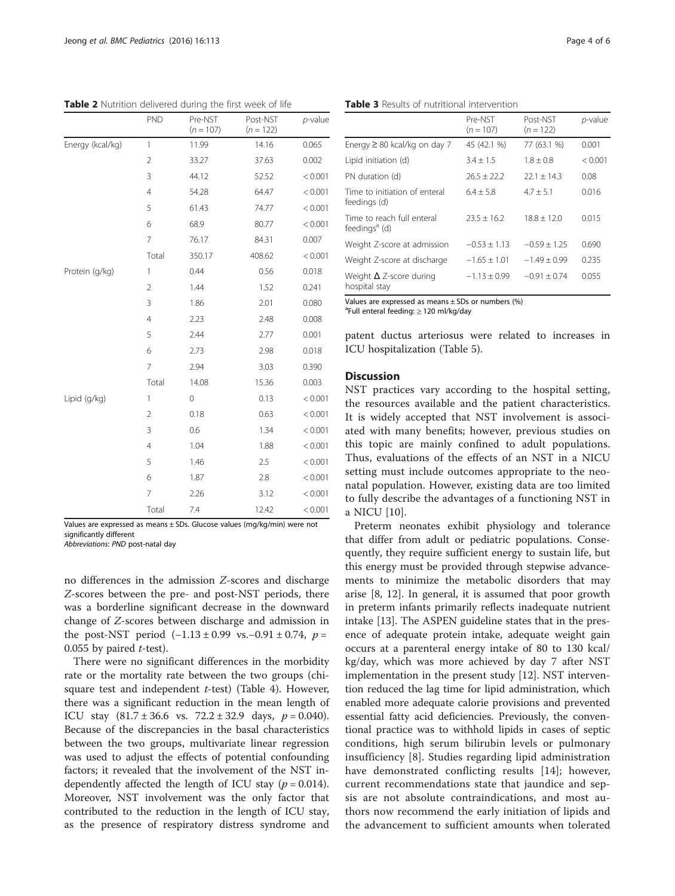**Table 2** Nutrition delivered during the first week of life

| | PND | Pre-NST ($n = 107$) | Post-NST ($n = 122$) | $p$-value |
|---|---|---|---|---|
| Energy (kcal/kg) | 1 | 11.99 | 14.16 | 0.065 |
| | 2 | 33.27 | 37.63 | 0.002 |
| | 3 | 44.12 | 52.52 | < 0.001 |
| | 4 | 54.28 | 64.47 | < 0.001 |
| | 5 | 61.43 | 74.77 | < 0.001 |
| | 6 | 68.9 | 80.77 | < 0.001 |
| | 7 | 76.17 | 84.31 | 0.007 |
| | Total | 350.17 | 408.62 | < 0.001 |
| Protein (g/kg) | 1 | 0.44 | 0.56 | 0.018 |
| | 2 | 1.44 | 1.52 | 0.241 |
| | 3 | 1.86 | 2.01 | 0.080 |
| | 4 | 2.23 | 2.48 | 0.008 |
| | 5 | 2.44 | 2.77 | 0.001 |
| | 6 | 2.73 | 2.98 | 0.018 |
| | 7 | 2.94 | 3.03 | 0.390 |
| | Total | 14.08 | 15.36 | 0.003 |
| Lipid (g/kg) | 1 | 0 | 0.13 | < 0.001 |
| | 2 | 0.18 | 0.63 | < 0.001 |
| | 3 | 0.6 | 1.34 | < 0.001 |
| | 4 | 1.04 | 1.88 | < 0.001 |
| | 5 | 1.46 | 2.5 | < 0.001 |
| | 6 | 1.87 | 2.8 | < 0.001 |
| | 7 | 2.26 | 3.12 | < 0.001 |
| | Total | 7.4 | 12.42 | < 0.001 |

Values are expressed as means ± SDs. Glucose values (mg/kg/min) were not significantly different
*Abbreviations*: *PND* post-natal day

no differences in the admission $Z$-scores and discharge $Z$-scores between the pre- and post-NST periods, there was a borderline significant decrease in the downward change of $Z$-scores between discharge and admission in the post-NST period ($-1.13 \pm 0.99$ vs. $-0.91 \pm 0.74$, $p = 0.055$ by paired $t$-test).

There were no significant differences in the morbidity rate or the mortality rate between the two groups (chi-square test and independent $t$-test) (Table 4). However, there was a significant reduction in the mean length of ICU stay ($81.7 \pm 36.6$ vs. $72.2 \pm 32.9$ days, $p = 0.040$). Because of the discrepancies in the basal characteristics between the two groups, multivariate linear regression was used to adjust the effects of potential confounding factors; it revealed that the involvement of the NST independently affected the length of ICU stay ($p = 0.014$). Moreover, NST involvement was the only factor that contributed to the reduction in the length of ICU stay, as the presence of respiratory distress syndrome and patent ductus arteriosus were related to increases in ICU hospitalization (Table 5).

**Table 3** Results of nutritional intervention

| | Pre-NST ($n = 107$) | Post-NST ($n = 122$) | $p$-value |
|---|---|---|---|
| Energy ≥ 80 kcal/kg on day 7 | 45 (42.1 %) | 77 (63.1 %) | 0.001 |
| Lipid initiation (d) | 3.4 ± 1.5 | 1.8 ± 0.8 | < 0.001 |
| PN duration (d) | 26.5 ± 22.2 | 22.1 ± 14.3 | 0.08 |
| Time to initiation of enteral feedings (d) | 6.4 ± 5.8 | 4.7 ± 5.1 | 0.016 |
| Time to reach full enteral feedings[a] (d) | 23.5 ± 16.2 | 18.8 ± 12.0 | 0.015 |
| Weight Z-score at admission | −0.53 ± 1.13 | −0.59 ± 1.25 | 0.690 |
| Weight Z-score at discharge | −1.65 ± 1.01 | −1.49 ± 0.99 | 0.235 |
| Weight Δ Z-score during hospital stay | −1.13 ± 0.99 | −0.91 ± 0.74 | 0.055 |

Values are expressed as means ± SDs or numbers (%)
[a]Full enteral feeding: ≥ 120 ml/kg/day

## Discussion

NST practices vary according to the hospital setting, the resources available and the patient characteristics. It is widely accepted that NST involvement is associated with many benefits; however, previous studies on this topic are mainly confined to adult populations. Thus, evaluations of the effects of an NST in a NICU setting must include outcomes appropriate to the neonatal population. However, existing data are too limited to fully describe the advantages of a functioning NST in a NICU [10].

Preterm neonates exhibit physiology and tolerance that differ from adult or pediatric populations. Consequently, they require sufficient energy to sustain life, but this energy must be provided through stepwise advancements to minimize the metabolic disorders that may arise [8, 12]. In general, it is assumed that poor growth in preterm infants primarily reflects inadequate nutrient intake [13]. The ASPEN guideline states that in the presence of adequate protein intake, adequate weight gain occurs at a parenteral energy intake of 80 to 130 kcal/kg/day, which was more achieved by day 7 after NST implementation in the present study [12]. NST intervention reduced the lag time for lipid administration, which enabled more adequate calorie provisions and prevented essential fatty acid deficiencies. Previously, the conventional practice was to withhold lipids in cases of septic conditions, high serum bilirubin levels or pulmonary insufficiency [8]. Studies regarding lipid administration have demonstrated conflicting results [14]; however, current recommendations state that jaundice and sepsis are not absolute contraindications, and most authors now recommend the early initiation of lipids and the advancement to sufficient amounts when tolerated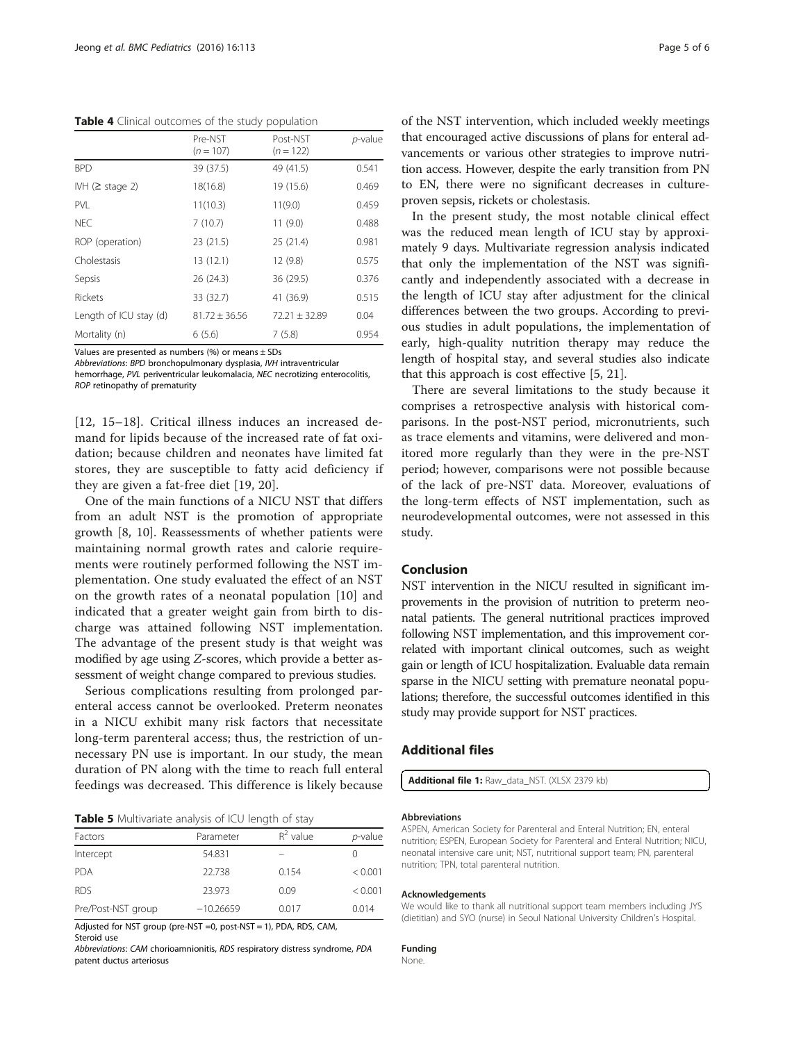**Table 4** Clinical outcomes of the study population

|  | Pre-NST (*n* = 107) | Post-NST (*n* = 122) | *p*-value |
|---|---|---|---|
| BPD | 39 (37.5) | 49 (41.5) | 0.541 |
| IVH (≥ stage 2) | 18(16.8) | 19 (15.6) | 0.469 |
| PVL | 11(10.3) | 11(9.0) | 0.459 |
| NEC | 7 (10.7) | 11 (9.0) | 0.488 |
| ROP (operation) | 23 (21.5) | 25 (21.4) | 0.981 |
| Cholestasis | 13 (12.1) | 12 (9.8) | 0.575 |
| Sepsis | 26 (24.3) | 36 (29.5) | 0.376 |
| Rickets | 33 (32.7) | 41 (36.9) | 0.515 |
| Length of ICU stay (d) | 81.72 ± 36.56 | 72.21 ± 32.89 | 0.04 |
| Mortality (n) | 6 (5.6) | 7 (5.8) | 0.954 |

Values are presented as numbers (%) or means ± SDs
*Abbreviations*: *BPD* bronchopulmonary dysplasia, *IVH* intraventricular hemorrhage, *PVL* periventricular leukomalacia, *NEC* necrotizing enterocolitis, *ROP* retinopathy of prematurity

[12, 15–18]. Critical illness induces an increased demand for lipids because of the increased rate of fat oxidation; because children and neonates have limited fat stores, they are susceptible to fatty acid deficiency if they are given a fat-free diet [19, 20].

One of the main functions of a NICU NST that differs from an adult NST is the promotion of appropriate growth [8, 10]. Reassessments of whether patients were maintaining normal growth rates and calorie requirements were routinely performed following the NST implementation. One study evaluated the effect of an NST on the growth rates of a neonatal population [10] and indicated that a greater weight gain from birth to discharge was attained following NST implementation. The advantage of the present study is that weight was modified by age using *Z*-scores, which provide a better assessment of weight change compared to previous studies.

Serious complications resulting from prolonged parenteral access cannot be overlooked. Preterm neonates in a NICU exhibit many risk factors that necessitate long-term parenteral access; thus, the restriction of unnecessary PN use is important. In our study, the mean duration of PN along with the time to reach full enteral feedings was decreased. This difference is likely because of the NST intervention, which included weekly meetings that encouraged active discussions of plans for enteral advancements or various other strategies to improve nutrition access. However, despite the early transition from PN to EN, there were no significant decreases in culture-proven sepsis, rickets or cholestasis.

**Table 5** Multivariate analysis of ICU length of stay

| Factors | Parameter | $R^2$ value | *p*-value |
|---|---|---|---|
| Intercept | 54.831 | – | 0 |
| PDA | 22.738 | 0.154 | < 0.001 |
| RDS | 23.973 | 0.09 | < 0.001 |
| Pre/Post-NST group | −10.26659 | 0.017 | 0.014 |

Adjusted for NST group (pre-NST =0, post-NST = 1), PDA, RDS, CAM, Steroid use
*Abbreviations*: *CAM* chorioamnionitis, *RDS* respiratory distress syndrome, *PDA* patent ductus arteriosus

In the present study, the most notable clinical effect was the reduced mean length of ICU stay by approximately 9 days. Multivariate regression analysis indicated that only the implementation of the NST was significantly and independently associated with a decrease in the length of ICU stay after adjustment for the clinical differences between the two groups. According to previous studies in adult populations, the implementation of early, high-quality nutrition therapy may reduce the length of hospital stay, and several studies also indicate that this approach is cost effective [5, 21].

There are several limitations to the study because it comprises a retrospective analysis with historical comparisons. In the post-NST period, micronutrients, such as trace elements and vitamins, were delivered and monitored more regularly than they were in the pre-NST period; however, comparisons were not possible because of the lack of pre-NST data. Moreover, evaluations of the long-term effects of NST implementation, such as neurodevelopmental outcomes, were not assessed in this study.

## Conclusion

NST intervention in the NICU resulted in significant improvements in the provision of nutrition to preterm neonatal patients. The general nutritional practices improved following NST implementation, and this improvement correlated with important clinical outcomes, such as weight gain or length of ICU hospitalization. Evaluable data remain sparse in the NICU setting with premature neonatal populations; therefore, the successful outcomes identified in this study may provide support for NST practices.

## Additional files

**Additional file 1:** Raw_data_NST. (XLSX 2379 kb)

#### Abbreviations

ASPEN, American Society for Parenteral and Enteral Nutrition; EN, enteral nutrition; ESPEN, European Society for Parenteral and Enteral Nutrition; NICU, neonatal intensive care unit; NST, nutritional support team; PN, parenteral nutrition; TPN, total parenteral nutrition.

#### Acknowledgements

We would like to thank all nutritional support team members including JYS (dietitian) and SYO (nurse) in Seoul National University Children's Hospital.

#### Funding

None.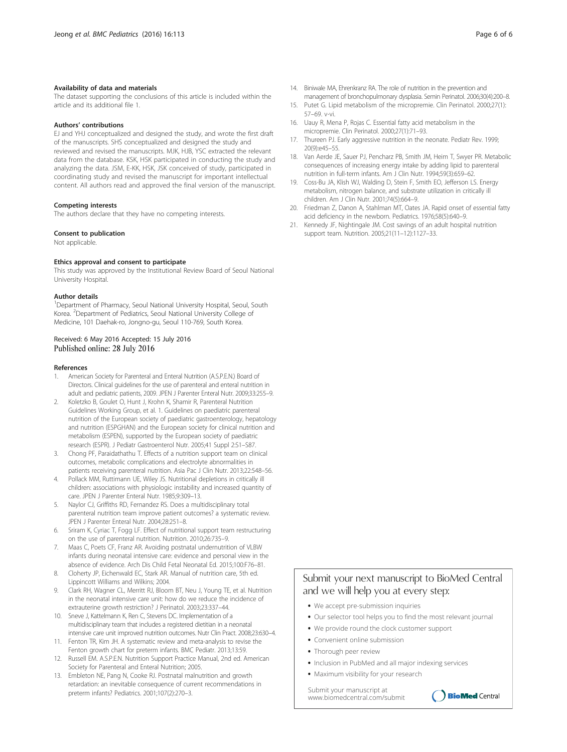#### Availability of data and materials

The dataset supporting the conclusions of this article is included within the article and its additional file 1.

#### Authors' contributions

EJ and YHJ conceptualized and designed the study, and wrote the first draft of the manuscripts. SHS conceptualized and designed the study and reviewed and revised the manuscripts. MJK, HJB, YSC extracted the relevant data from the database. KSK, HSK participated in conducting the study and analyzing the data. JSM, E-KK, HSK, JSK conceived of study, participated in coordinating study and revised the manuscript for important intellectual content. All authors read and approved the final version of the manuscript.

#### Competing interests

The authors declare that they have no competing interests.

#### Consent to publication

Not applicable.

#### Ethics approval and consent to participate

This study was approved by the Institutional Review Board of Seoul National University Hospital.

#### Author details

[1]Department of Pharmacy, Seoul National University Hospital, Seoul, South Korea. [2]Department of Pediatrics, Seoul National University College of Medicine, 101 Daehak-ro, Jongno-gu, Seoul 110-769, South Korea.

Received: 6 May 2016 Accepted: 15 July 2016
Published online: 28 July 2016

#### References

1. American Society for Parenteral and Enteral Nutrition (A.S.P.E.N.) Board of Directors. Clinical guidelines for the use of parenteral and enteral nutrition in adult and pediatric patients, 2009. JPEN J Parenter Enteral Nutr. 2009;33:255–9.
2. Koletzko B, Goulet O, Hunt J, Krohn K, Shamir R, Parenteral Nutrition Guidelines Working Group, et al. 1. Guidelines on paediatric parenteral nutrition of the European society of paediatric gastroenterology, hepatology and nutrition (ESPGHAN) and the European society for clinical nutrition and metabolism (ESPEN), supported by the European society of paediatric research (ESPR). J Pediatr Gastroenterol Nutr. 2005;41 Suppl 2:S1–S87.
3. Chong PF, Paraidathathu T. Effects of a nutrition support team on clinical outcomes, metabolic complications and electrolyte abnormalities in patients receiving parenteral nutrition. Asia Pac J Clin Nutr. 2013;22:548–56.
4. Pollack MM, Ruttimann UE, Wiley JS. Nutritional depletions in critically ill children: associations with physiologic instability and increased quantity of care. JPEN J Parenter Enteral Nutr. 1985;9:309–13.
5. Naylor CJ, Griffiths RD, Fernandez RS. Does a multidisciplinary total parenteral nutrition team improve patient outcomes? a systematic review. JPEN J Parenter Enteral Nutr. 2004;28:251–8.
6. Sriram K, Cyriac T, Fogg LF. Effect of nutritional support team restructuring on the use of parenteral nutrition. Nutrition. 2010;26:735–9.
7. Maas C, Poets CF, Franz AR. Avoiding postnatal undernutrition of VLBW infants during neonatal intensive care: evidence and personal view in the absence of evidence. Arch Dis Child Fetal Neonatal Ed. 2015;100:F76–81.
8. Cloherty JP, Eichenwald EC, Stark AR. Manual of nutrition care, 5th ed. Lippincott Williams and Wilkins; 2004.
9. Clark RH, Wagner CL, Merritt RJ, Bloom BT, Neu J, Young TE, et al. Nutrition in the neonatal intensive care unit: how do we reduce the incidence of extrauterine growth restriction? J Perinatol. 2003;23:337–44.
10. Sneve J, Kattelmann K, Ren C, Stevens DC. Implementation of a multidisciplinary team that includes a registered dietitian in a neonatal intensive care unit improved nutrition outcomes. Nutr Clin Pract. 2008;23:630–4.
11. Fenton TR, Kim JH. A systematic review and meta-analysis to revise the Fenton growth chart for preterm infants. BMC Pediatr. 2013;13:59.
12. Russell EM. A.S.P.E.N. Nutrition Support Practice Manual, 2nd ed. American Society for Parenteral and Enteral Nutrition; 2005.
13. Embleton NE, Pang N, Cooke RJ. Postnatal malnutrition and growth retardation: an inevitable consequence of current recommendations in preterm infants? Pediatrics. 2001;107(2):270–3.
14. Biniwale MA, Ehrenkranz RA. The role of nutrition in the prevention and management of bronchopulmonary dysplasia. Semin Perinatol. 2006;30(4):200–8.
15. Putet G. Lipid metabolism of the micropremie. Clin Perinatol. 2000;27(1): 57–69. v-vi.
16. Uauy R, Mena P, Rojas C. Essential fatty acid metabolism in the micropremie. Clin Perinatol. 2000;27(1):71–93.
17. Thureen PJ. Early aggressive nutrition in the neonate. Pediatr Rev. 1999; 20(9):e45–55.
18. Van Aerde JE, Sauer PJ, Pencharz PB, Smith JM, Heim T, Swyer PR. Metabolic consequences of increasing energy intake by adding lipid to parenteral nutrition in full-term infants. Am J Clin Nutr. 1994;59(3):659–62.
19. Coss-Bu JA, Klish WJ, Walding D, Stein F, Smith EO, Jefferson LS. Energy metabolism, nitrogen balance, and substrate utilization in critically ill children. Am J Clin Nutr. 2001;74(5):664–9.
20. Friedman Z, Danon A, Stahlman MT, Oates JA. Rapid onset of essential fatty acid deficiency in the newborn. Pediatrics. 1976;58(5):640–9.
21. Kennedy JF, Nightingale JM. Cost savings of an adult hospital nutrition support team. Nutrition. 2005;21(11–12):1127–33.

Submit your next manuscript to BioMed Central and we will help you at every step:

- We accept pre-submission inquiries
- Our selector tool helps you to find the most relevant journal
- We provide round the clock customer support
- Convenient online submission
- Thorough peer review
- Inclusion in PubMed and all major indexing services
- Maximum visibility for your research

Submit your manuscript at www.biomedcentral.com/submit

BioMed Central